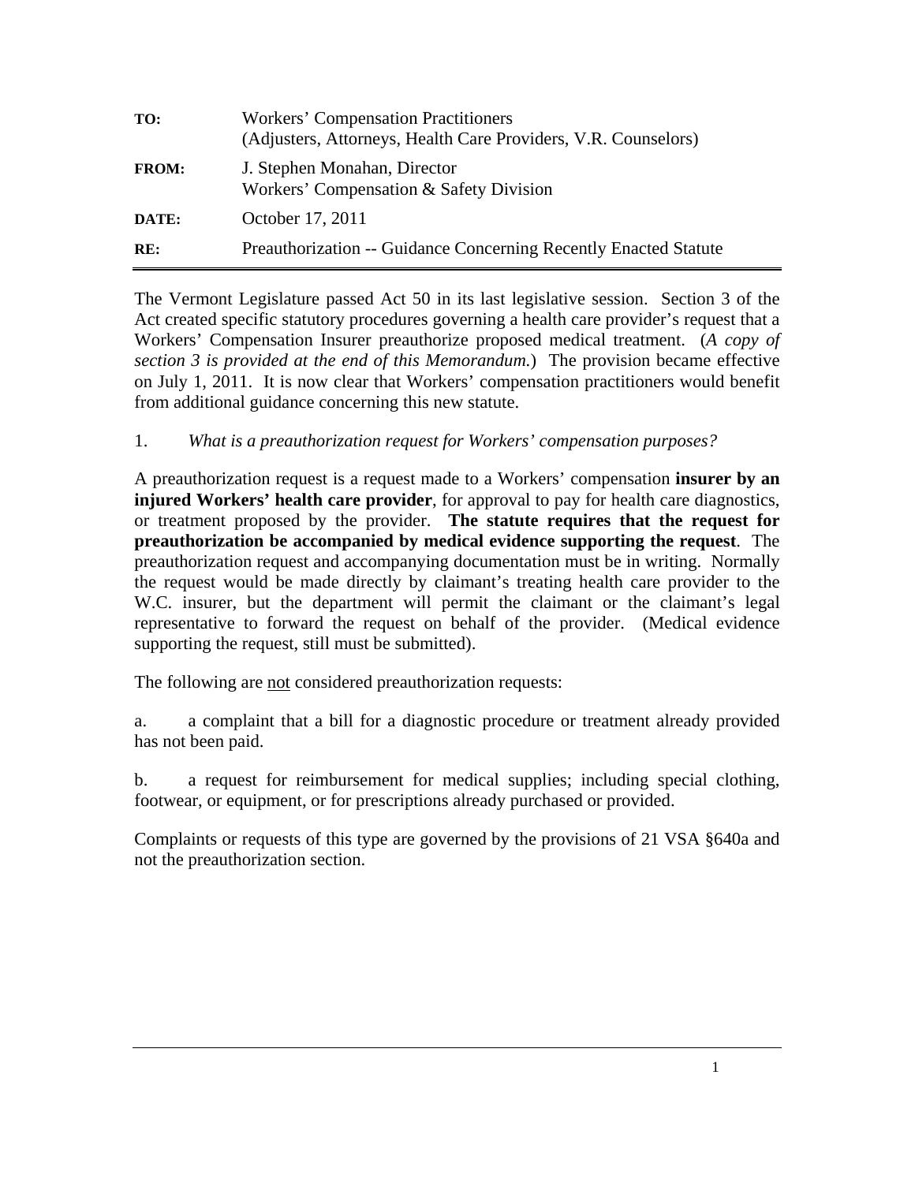| | |
|---|---|
| **TO:** | Workers' Compensation Practitioners (Adjusters, Attorneys, Health Care Providers, V.R. Counselors) |
| **FROM:** | J. Stephen Monahan, Director Workers' Compensation & Safety Division |
| **DATE:** | October 17, 2011 |
| **RE:** | Preauthorization -- Guidance Concerning Recently Enacted Statute |

---

The Vermont Legislature passed Act 50 in its last legislative session. Section 3 of the Act created specific statutory procedures governing a health care provider's request that a Workers' Compensation Insurer preauthorize proposed medical treatment. (*A copy of section 3 is provided at the end of this Memorandum.*) The provision became effective on July 1, 2011. It is now clear that Workers' compensation practitioners would benefit from additional guidance concerning this new statute.

1. *What is a preauthorization request for Workers' compensation purposes?*

A preauthorization request is a request made to a Workers' compensation **insurer by an injured Workers' health care provider**, for approval to pay for health care diagnostics, or treatment proposed by the provider. **The statute requires that the request for preauthorization be accompanied by medical evidence supporting the request**. The preauthorization request and accompanying documentation must be in writing. Normally the request would be made directly by claimant's treating health care provider to the W.C. insurer, but the department will permit the claimant or the claimant's legal representative to forward the request on behalf of the provider. (Medical evidence supporting the request, still must be submitted).

The following are <u>not</u> considered preauthorization requests:

a. a complaint that a bill for a diagnostic procedure or treatment already provided has not been paid.

b. a request for reimbursement for medical supplies; including special clothing, footwear, or equipment, or for prescriptions already purchased or provided.

Complaints or requests of this type are governed by the provisions of 21 VSA §640a and not the preauthorization section.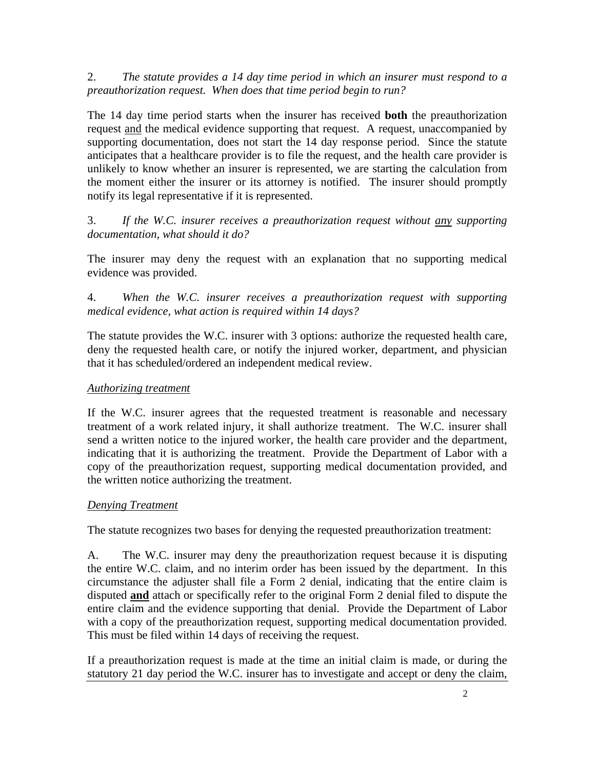2. *The statute provides a 14 day time period in which an insurer must respond to a preauthorization request. When does that time period begin to run?*

The 14 day time period starts when the insurer has received **both** the preauthorization request <u>and</u> the medical evidence supporting that request. A request, unaccompanied by supporting documentation, does not start the 14 day response period. Since the statute anticipates that a healthcare provider is to file the request, and the health care provider is unlikely to know whether an insurer is represented, we are starting the calculation from the moment either the insurer or its attorney is notified. The insurer should promptly notify its legal representative if it is represented.

3. *If the W.C. insurer receives a preauthorization request without <u>any</u> supporting documentation, what should it do?*

The insurer may deny the request with an explanation that no supporting medical evidence was provided.

4. *When the W.C. insurer receives a preauthorization request with supporting medical evidence, what action is required within 14 days?*

The statute provides the W.C. insurer with 3 options: authorize the requested health care, deny the requested health care, or notify the injured worker, department, and physician that it has scheduled/ordered an independent medical review.

<u>*Authorizing treatment*</u>

If the W.C. insurer agrees that the requested treatment is reasonable and necessary treatment of a work related injury, it shall authorize treatment. The W.C. insurer shall send a written notice to the injured worker, the health care provider and the department, indicating that it is authorizing the treatment. Provide the Department of Labor with a copy of the preauthorization request, supporting medical documentation provided, and the written notice authorizing the treatment.

<u>*Denying Treatment*</u>

The statute recognizes two bases for denying the requested preauthorization treatment:

A. The W.C. insurer may deny the preauthorization request because it is disputing the entire W.C. claim, and no interim order has been issued by the department. In this circumstance the adjuster shall file a Form 2 denial, indicating that the entire claim is disputed **<u>and</u>** attach or specifically refer to the original Form 2 denial filed to dispute the entire claim and the evidence supporting that denial. Provide the Department of Labor with a copy of the preauthorization request, supporting medical documentation provided. This must be filed within 14 days of receiving the request.

<u>If a preauthorization request is made at the time an initial claim is made, or during the statutory 21 day period the W.C. insurer has to investigate and accept or deny the claim,</u>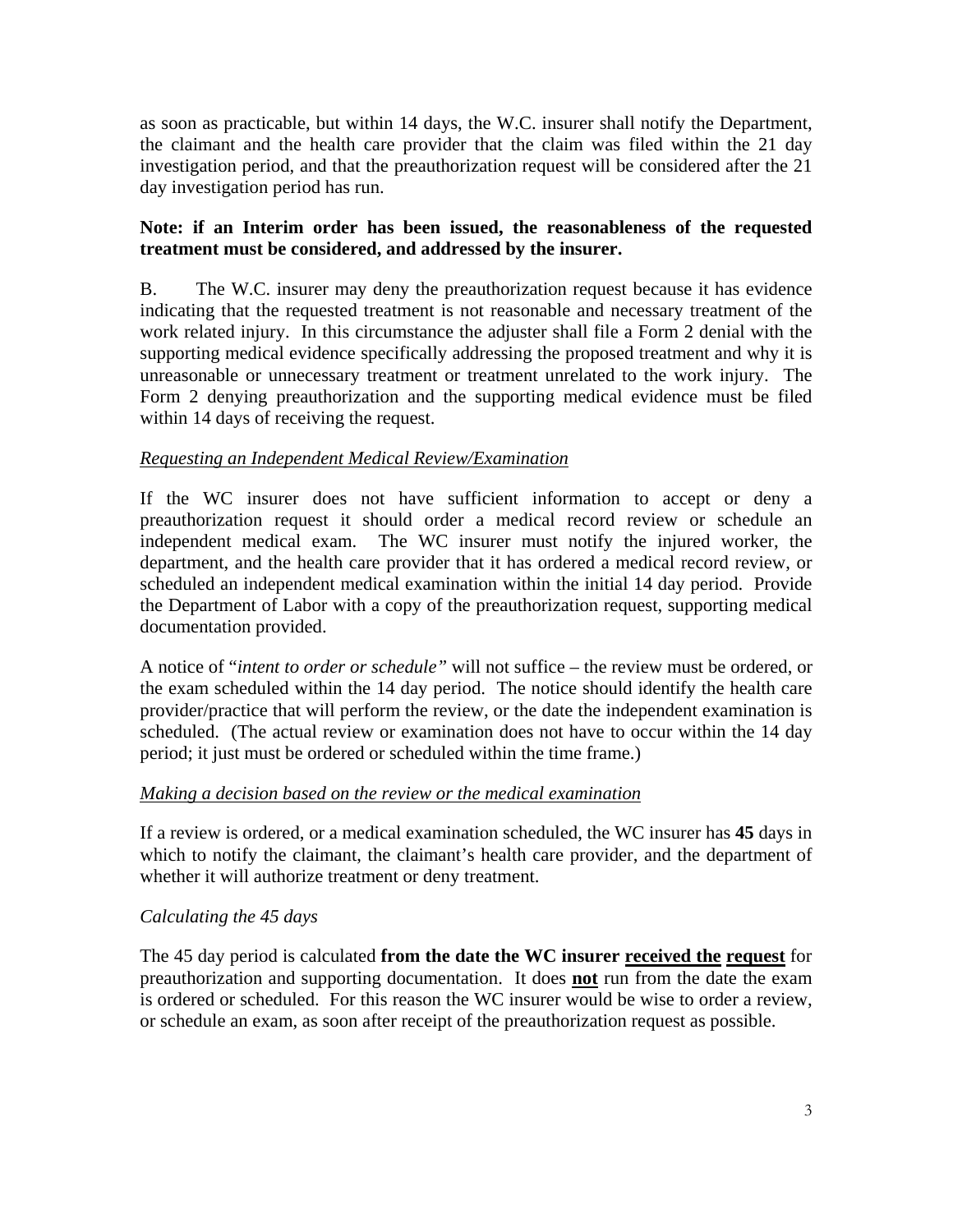as soon as practicable, but within 14 days, the W.C. insurer shall notify the Department, the claimant and the health care provider that the claim was filed within the 21 day investigation period, and that the preauthorization request will be considered after the 21 day investigation period has run.

**Note: if an Interim order has been issued, the reasonableness of the requested treatment must be considered, and addressed by the insurer.**

B. The W.C. insurer may deny the preauthorization request because it has evidence indicating that the requested treatment is not reasonable and necessary treatment of the work related injury. In this circumstance the adjuster shall file a Form 2 denial with the supporting medical evidence specifically addressing the proposed treatment and why it is unreasonable or unnecessary treatment or treatment unrelated to the work injury. The Form 2 denying preauthorization and the supporting medical evidence must be filed within 14 days of receiving the request.

<u>*Requesting an Independent Medical Review/Examination*</u>

If the WC insurer does not have sufficient information to accept or deny a preauthorization request it should order a medical record review or schedule an independent medical exam. The WC insurer must notify the injured worker, the department, and the health care provider that it has ordered a medical record review, or scheduled an independent medical examination within the initial 14 day period. Provide the Department of Labor with a copy of the preauthorization request, supporting medical documentation provided.

A notice of "*intent to order or schedule"* will not suffice – the review must be ordered, or the exam scheduled within the 14 day period. The notice should identify the health care provider/practice that will perform the review, or the date the independent examination is scheduled. (The actual review or examination does not have to occur within the 14 day period; it just must be ordered or scheduled within the time frame.)

<u>*Making a decision based on the review or the medical examination*</u>

If a review is ordered, or a medical examination scheduled, the WC insurer has **45** days in which to notify the claimant, the claimant's health care provider, and the department of whether it will authorize treatment or deny treatment.

*Calculating the 45 days*

The 45 day period is calculated **from the date the WC insurer <u>received the</u> <u>request</u>** for preauthorization and supporting documentation. It does **<u>not</u>** run from the date the exam is ordered or scheduled. For this reason the WC insurer would be wise to order a review, or schedule an exam, as soon after receipt of the preauthorization request as possible.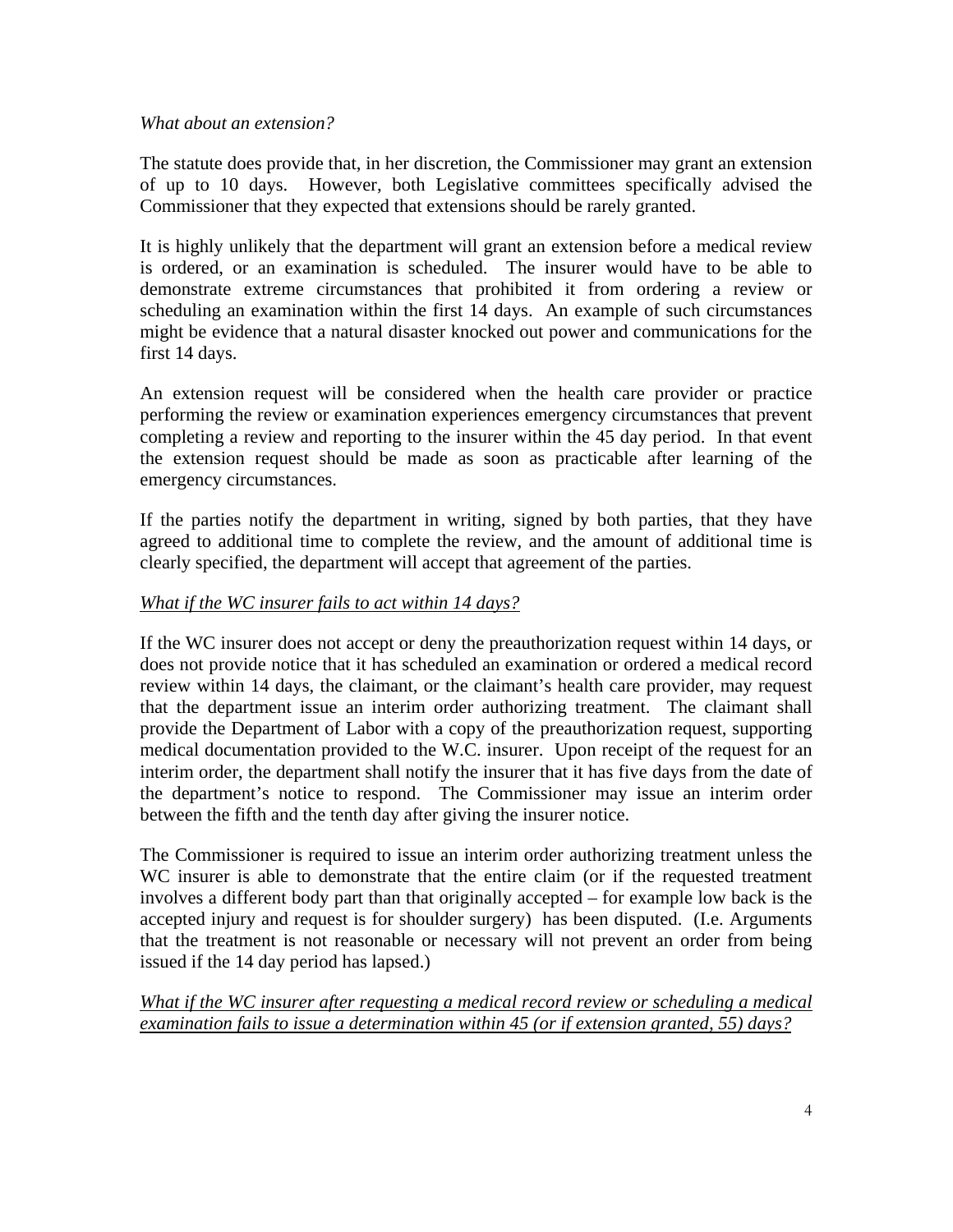*What about an extension?*

The statute does provide that, in her discretion, the Commissioner may grant an extension of up to 10 days. However, both Legislative committees specifically advised the Commissioner that they expected that extensions should be rarely granted.

It is highly unlikely that the department will grant an extension before a medical review is ordered, or an examination is scheduled. The insurer would have to be able to demonstrate extreme circumstances that prohibited it from ordering a review or scheduling an examination within the first 14 days. An example of such circumstances might be evidence that a natural disaster knocked out power and communications for the first 14 days.

An extension request will be considered when the health care provider or practice performing the review or examination experiences emergency circumstances that prevent completing a review and reporting to the insurer within the 45 day period. In that event the extension request should be made as soon as practicable after learning of the emergency circumstances.

If the parties notify the department in writing, signed by both parties, that they have agreed to additional time to complete the review, and the amount of additional time is clearly specified, the department will accept that agreement of the parties.

*<u>What if the WC insurer fails to act within 14 days?</u>*

If the WC insurer does not accept or deny the preauthorization request within 14 days, or does not provide notice that it has scheduled an examination or ordered a medical record review within 14 days, the claimant, or the claimant's health care provider, may request that the department issue an interim order authorizing treatment. The claimant shall provide the Department of Labor with a copy of the preauthorization request, supporting medical documentation provided to the W.C. insurer. Upon receipt of the request for an interim order, the department shall notify the insurer that it has five days from the date of the department's notice to respond. The Commissioner may issue an interim order between the fifth and the tenth day after giving the insurer notice.

The Commissioner is required to issue an interim order authorizing treatment unless the WC insurer is able to demonstrate that the entire claim (or if the requested treatment involves a different body part than that originally accepted – for example low back is the accepted injury and request is for shoulder surgery) has been disputed. (I.e. Arguments that the treatment is not reasonable or necessary will not prevent an order from being issued if the 14 day period has lapsed.)

*<u>What if the WC insurer after requesting a medical record review or scheduling a medical examination fails to issue a determination within 45 (or if extension granted, 55) days?</u>*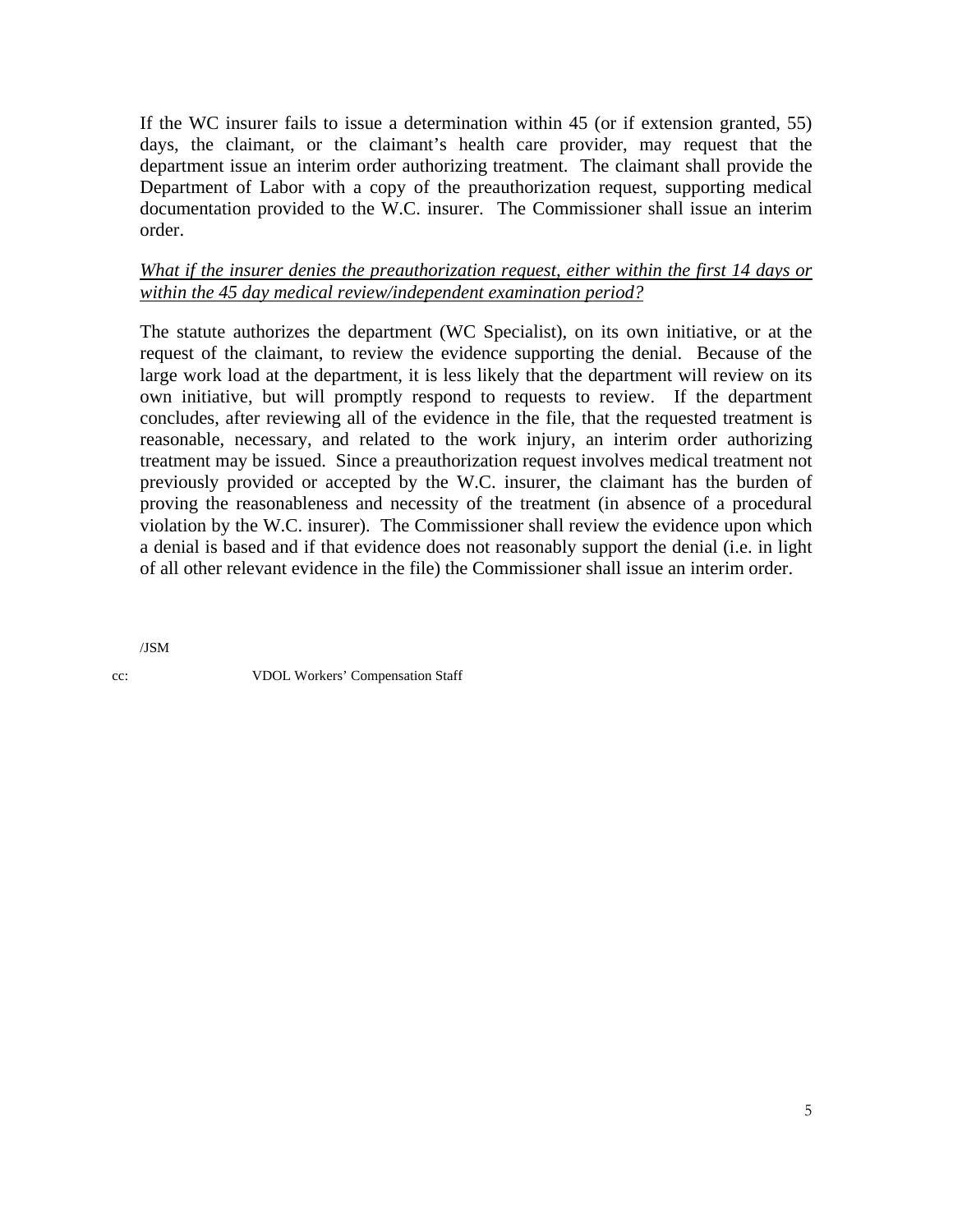If the WC insurer fails to issue a determination within 45 (or if extension granted, 55) days, the claimant, or the claimant's health care provider, may request that the department issue an interim order authorizing treatment. The claimant shall provide the Department of Labor with a copy of the preauthorization request, supporting medical documentation provided to the W.C. insurer. The Commissioner shall issue an interim order.

*What if the insurer denies the preauthorization request, either within the first 14 days or within the 45 day medical review/independent examination period?*

The statute authorizes the department (WC Specialist), on its own initiative, or at the request of the claimant, to review the evidence supporting the denial. Because of the large work load at the department, it is less likely that the department will review on its own initiative, but will promptly respond to requests to review. If the department concludes, after reviewing all of the evidence in the file, that the requested treatment is reasonable, necessary, and related to the work injury, an interim order authorizing treatment may be issued. Since a preauthorization request involves medical treatment not previously provided or accepted by the W.C. insurer, the claimant has the burden of proving the reasonableness and necessity of the treatment (in absence of a procedural violation by the W.C. insurer). The Commissioner shall review the evidence upon which a denial is based and if that evidence does not reasonably support the denial (i.e. in light of all other relevant evidence in the file) the Commissioner shall issue an interim order.

/JSM

cc: VDOL Workers' Compensation Staff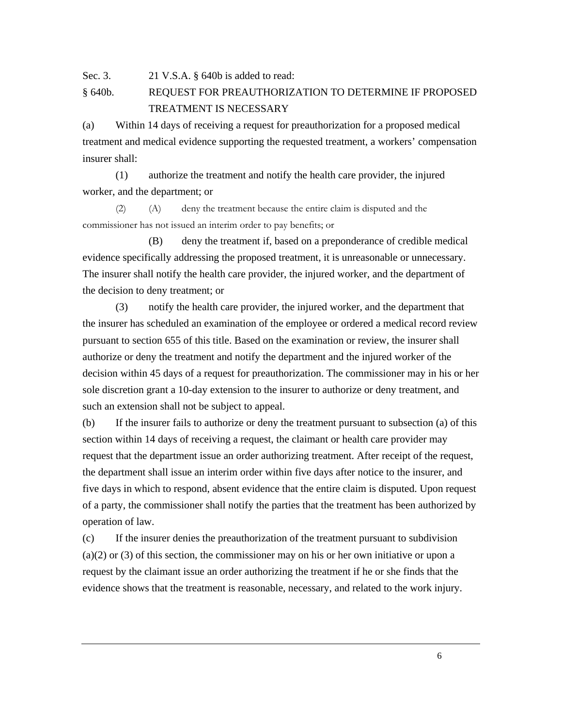Sec. 3. 21 V.S.A. § 640b is added to read:

§ 640b. REQUEST FOR PREAUTHORIZATION TO DETERMINE IF PROPOSED TREATMENT IS NECESSARY

(a) Within 14 days of receiving a request for preauthorization for a proposed medical treatment and medical evidence supporting the requested treatment, a workers' compensation insurer shall:

(1) authorize the treatment and notify the health care provider, the injured worker, and the department; or

(2) (A) deny the treatment because the entire claim is disputed and the commissioner has not issued an interim order to pay benefits; or

(B) deny the treatment if, based on a preponderance of credible medical evidence specifically addressing the proposed treatment, it is unreasonable or unnecessary. The insurer shall notify the health care provider, the injured worker, and the department of the decision to deny treatment; or

(3) notify the health care provider, the injured worker, and the department that the insurer has scheduled an examination of the employee or ordered a medical record review pursuant to section 655 of this title. Based on the examination or review, the insurer shall authorize or deny the treatment and notify the department and the injured worker of the decision within 45 days of a request for preauthorization. The commissioner may in his or her sole discretion grant a 10-day extension to the insurer to authorize or deny treatment, and such an extension shall not be subject to appeal.

(b) If the insurer fails to authorize or deny the treatment pursuant to subsection (a) of this section within 14 days of receiving a request, the claimant or health care provider may request that the department issue an order authorizing treatment. After receipt of the request, the department shall issue an interim order within five days after notice to the insurer, and five days in which to respond, absent evidence that the entire claim is disputed. Upon request of a party, the commissioner shall notify the parties that the treatment has been authorized by operation of law.

(c) If the insurer denies the preauthorization of the treatment pursuant to subdivision (a)(2) or (3) of this section, the commissioner may on his or her own initiative or upon a request by the claimant issue an order authorizing the treatment if he or she finds that the evidence shows that the treatment is reasonable, necessary, and related to the work injury.